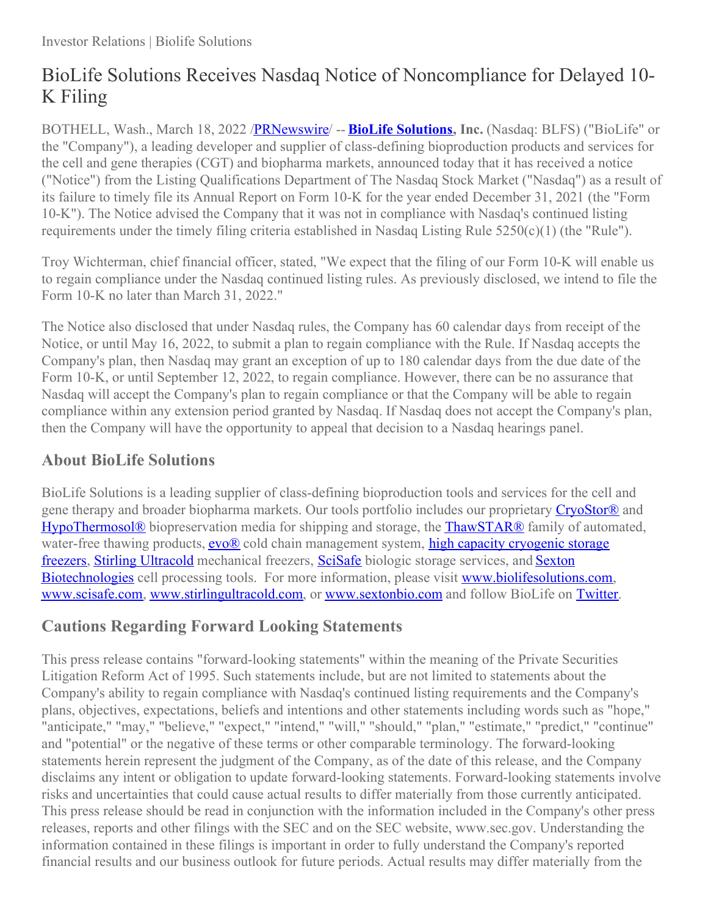Investor Relations | Biolife Solutions

# BioLife Solutions Receives Nasdaq Notice of Noncompliance for Delayed 10-K Filing

BOTHELL, Wash., March 18, 2022 /PRNewswire/ -- **BioLife Solutions, Inc.** (Nasdaq: BLFS) ("BioLife" or the "Company"), a leading developer and supplier of class-defining bioproduction products and services for the cell and gene therapies (CGT) and biopharma markets, announced today that it has received a notice ("Notice") from the Listing Qualifications Department of The Nasdaq Stock Market ("Nasdaq") as a result of its failure to timely file its Annual Report on Form 10-K for the year ended December 31, 2021 (the "Form 10-K"). The Notice advised the Company that it was not in compliance with Nasdaq's continued listing requirements under the timely filing criteria established in Nasdaq Listing Rule 5250(c)(1) (the "Rule").

Troy Wichterman, chief financial officer, stated, "We expect that the filing of our Form 10-K will enable us to regain compliance under the Nasdaq continued listing rules. As previously disclosed, we intend to file the Form 10-K no later than March 31, 2022."

The Notice also disclosed that under Nasdaq rules, the Company has 60 calendar days from receipt of the Notice, or until May 16, 2022, to submit a plan to regain compliance with the Rule. If Nasdaq accepts the Company's plan, then Nasdaq may grant an exception of up to 180 calendar days from the due date of the Form 10-K, or until September 12, 2022, to regain compliance. However, there can be no assurance that Nasdaq will accept the Company's plan to regain compliance or that the Company will be able to regain compliance within any extension period granted by Nasdaq. If Nasdaq does not accept the Company's plan, then the Company will have the opportunity to appeal that decision to a Nasdaq hearings panel.

## About BioLife Solutions

BioLife Solutions is a leading supplier of class-defining bioproduction tools and services for the cell and gene therapy and broader biopharma markets. Our tools portfolio includes our proprietary CryoStor® and HypoThermosol® biopreservation media for shipping and storage, the ThawSTAR® family of automated, water-free thawing products, evo® cold chain management system, high capacity cryogenic storage freezers, Stirling Ultracold mechanical freezers, SciSafe biologic storage services, and Sexton Biotechnologies cell processing tools. For more information, please visit www.biolifesolutions.com, www.scisafe.com, www.stirlingultracold.com, or www.sextonbio.com and follow BioLife on Twitter.

## Cautions Regarding Forward Looking Statements

This press release contains "forward-looking statements" within the meaning of the Private Securities Litigation Reform Act of 1995. Such statements include, but are not limited to statements about the Company's ability to regain compliance with Nasdaq's continued listing requirements and the Company's plans, objectives, expectations, beliefs and intentions and other statements including words such as "hope," "anticipate," "may," "believe," "expect," "intend," "will," "should," "plan," "estimate," "predict," "continue" and "potential" or the negative of these terms or other comparable terminology. The forward-looking statements herein represent the judgment of the Company, as of the date of this release, and the Company disclaims any intent or obligation to update forward-looking statements. Forward-looking statements involve risks and uncertainties that could cause actual results to differ materially from those currently anticipated. This press release should be read in conjunction with the information included in the Company's other press releases, reports and other filings with the SEC and on the SEC website, www.sec.gov. Understanding the information contained in these filings is important in order to fully understand the Company's reported financial results and our business outlook for future periods. Actual results may differ materially from the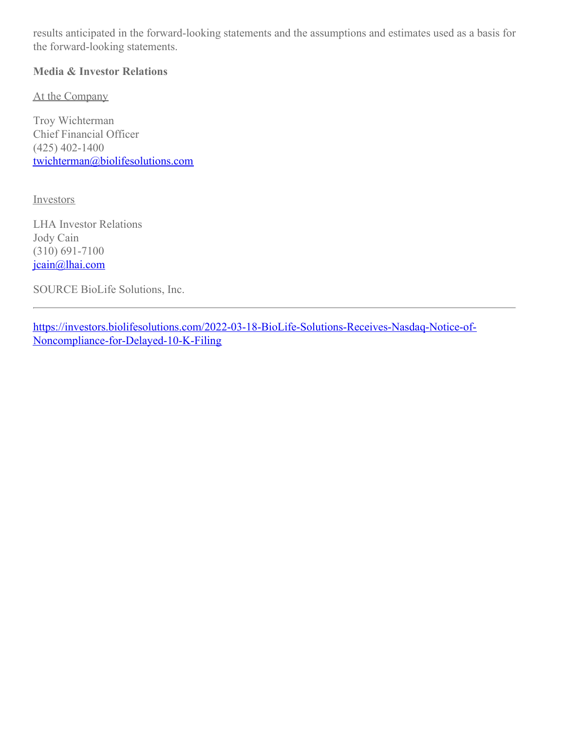results anticipated in the forward-looking statements and the assumptions and estimates used as a basis for the forward-looking statements.

**Media & Investor Relations**

At the Company

Troy Wichterman
Chief Financial Officer
(425) 402-1400
twichterman@biolifesolutions.com

Investors

LHA Investor Relations
Jody Cain
(310) 691-7100
jcain@lhai.com

SOURCE BioLife Solutions, Inc.

---

https://investors.biolifesolutions.com/2022-03-18-BioLife-Solutions-Receives-Nasdaq-Notice-of-Noncompliance-for-Delayed-10-K-Filing